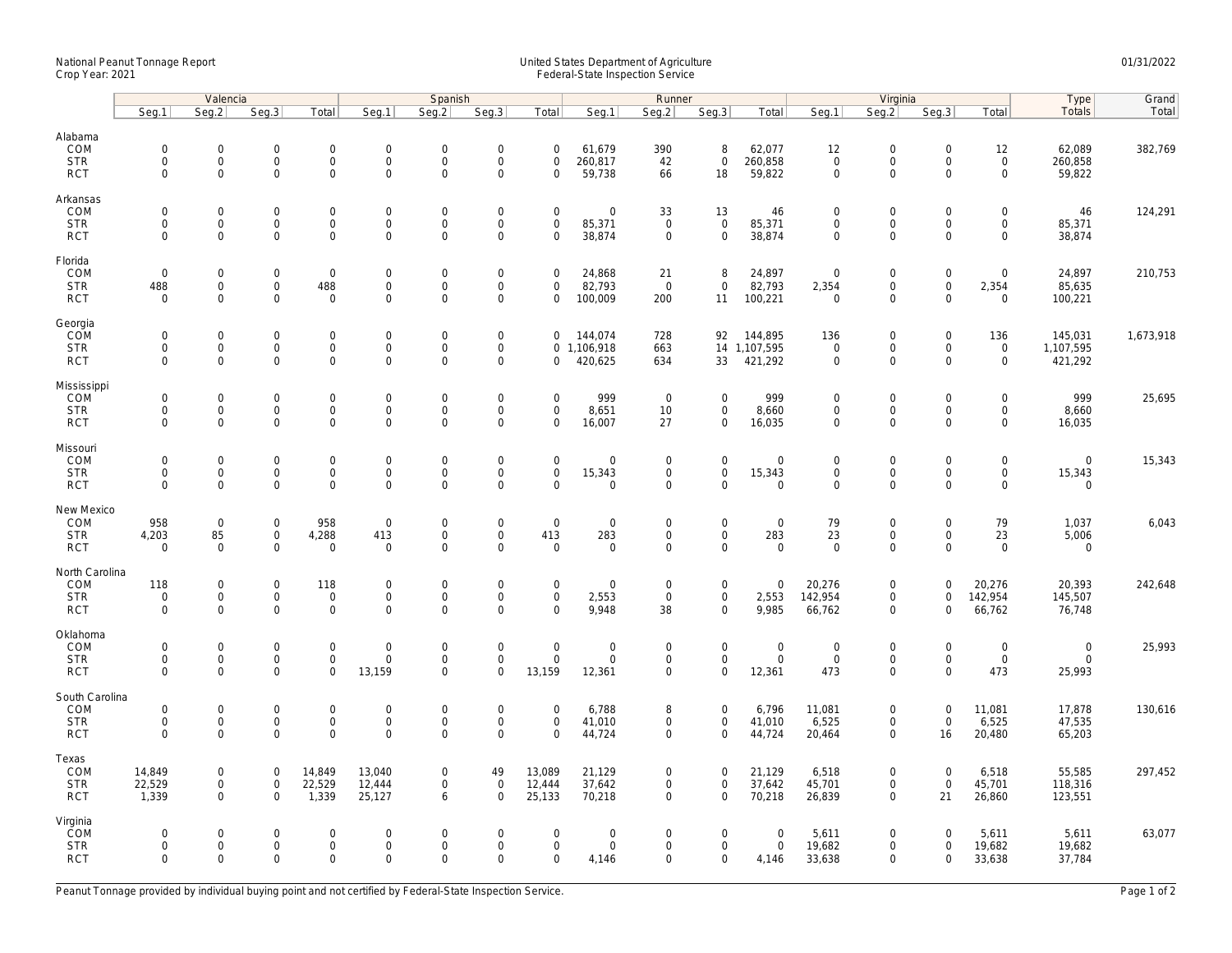National Peanut Tonnage Report
Crop Year: 2021

United States Department of Agriculture
Federal-State Inspection Service

01/31/2022

| | Valencia | | | | Spanish | | | | Runner | | | | Virginia | | | | Type | Grand |
|---|---|---|---|---|---|---|---|---|---|---|---|---|---|---|---|---|---|---|
| | Seg.1 | Seg.2 | Seg.3 | Total | Seg.1 | Seg.2 | Seg.3 | Total | Seg.1 | Seg.2 | Seg.3 | Total | Seg.1 | Seg.2 | Seg.3 | Total | Totals | Total |
| **Alabama** | | | | | | | | | | | | | | | | | | |
| COM | 0 | 0 | 0 | 0 | 0 | 0 | 0 | 0 | 61,679 | 390 | 8 | 62,077 | 12 | 0 | 0 | 12 | 62,089 | 382,769 |
| STR | 0 | 0 | 0 | 0 | 0 | 0 | 0 | 0 | 260,817 | 42 | 0 | 260,858 | 0 | 0 | 0 | 0 | 260,858 | |
| RCT | 0 | 0 | 0 | 0 | 0 | 0 | 0 | 0 | 59,738 | 66 | 18 | 59,822 | 0 | 0 | 0 | 0 | 59,822 | |
| **Arkansas** | | | | | | | | | | | | | | | | | | |
| COM | 0 | 0 | 0 | 0 | 0 | 0 | 0 | 0 | 0 | 33 | 13 | 46 | 0 | 0 | 0 | 0 | 46 | 124,291 |
| STR | 0 | 0 | 0 | 0 | 0 | 0 | 0 | 0 | 85,371 | 0 | 0 | 85,371 | 0 | 0 | 0 | 0 | 85,371 | |
| RCT | 0 | 0 | 0 | 0 | 0 | 0 | 0 | 0 | 38,874 | 0 | 0 | 38,874 | 0 | 0 | 0 | 0 | 38,874 | |
| **Florida** | | | | | | | | | | | | | | | | | | |
| COM | 0 | 0 | 0 | 0 | 0 | 0 | 0 | 0 | 24,868 | 21 | 8 | 24,897 | 0 | 0 | 0 | 0 | 24,897 | 210,753 |
| STR | 488 | 0 | 0 | 488 | 0 | 0 | 0 | 0 | 82,793 | 0 | 0 | 82,793 | 2,354 | 0 | 0 | 2,354 | 85,635 | |
| RCT | 0 | 0 | 0 | 0 | 0 | 0 | 0 | 0 | 100,009 | 200 | 11 | 100,221 | 0 | 0 | 0 | 0 | 100,221 | |
| **Georgia** | | | | | | | | | | | | | | | | | | |
| COM | 0 | 0 | 0 | 0 | 0 | 0 | 0 | 0 | 144,074 | 728 | 92 | 144,895 | 136 | 0 | 0 | 136 | 145,031 | 1,673,918 |
| STR | 0 | 0 | 0 | 0 | 0 | 0 | 0 | 0 | 1,106,918 | 663 | 14 | 1,107,595 | 0 | 0 | 0 | 0 | 1,107,595 | |
| RCT | 0 | 0 | 0 | 0 | 0 | 0 | 0 | 0 | 420,625 | 634 | 33 | 421,292 | 0 | 0 | 0 | 0 | 421,292 | |
| **Mississippi** | | | | | | | | | | | | | | | | | | |
| COM | 0 | 0 | 0 | 0 | 0 | 0 | 0 | 0 | 999 | 0 | 0 | 999 | 0 | 0 | 0 | 0 | 999 | 25,695 |
| STR | 0 | 0 | 0 | 0 | 0 | 0 | 0 | 0 | 8,651 | 10 | 0 | 8,660 | 0 | 0 | 0 | 0 | 8,660 | |
| RCT | 0 | 0 | 0 | 0 | 0 | 0 | 0 | 0 | 16,007 | 27 | 0 | 16,035 | 0 | 0 | 0 | 0 | 16,035 | |
| **Missouri** | | | | | | | | | | | | | | | | | | |
| COM | 0 | 0 | 0 | 0 | 0 | 0 | 0 | 0 | 0 | 0 | 0 | 0 | 0 | 0 | 0 | 0 | 0 | 15,343 |
| STR | 0 | 0 | 0 | 0 | 0 | 0 | 0 | 0 | 15,343 | 0 | 0 | 15,343 | 0 | 0 | 0 | 0 | 15,343 | |
| RCT | 0 | 0 | 0 | 0 | 0 | 0 | 0 | 0 | 0 | 0 | 0 | 0 | 0 | 0 | 0 | 0 | 0 | |
| **New Mexico** | | | | | | | | | | | | | | | | | | |
| COM | 958 | 0 | 0 | 958 | 0 | 0 | 0 | 0 | 0 | 0 | 0 | 0 | 79 | 0 | 0 | 79 | 1,037 | 6,043 |
| STR | 4,203 | 85 | 0 | 4,288 | 413 | 0 | 0 | 413 | 283 | 0 | 0 | 283 | 23 | 0 | 0 | 23 | 5,006 | |
| RCT | 0 | 0 | 0 | 0 | 0 | 0 | 0 | 0 | 0 | 0 | 0 | 0 | 0 | 0 | 0 | 0 | 0 | |
| **North Carolina** | | | | | | | | | | | | | | | | | | |
| COM | 118 | 0 | 0 | 118 | 0 | 0 | 0 | 0 | 0 | 0 | 0 | 0 | 20,276 | 0 | 0 | 20,276 | 20,393 | 242,648 |
| STR | 0 | 0 | 0 | 0 | 0 | 0 | 0 | 0 | 2,553 | 0 | 0 | 2,553 | 142,954 | 0 | 0 | 142,954 | 145,507 | |
| RCT | 0 | 0 | 0 | 0 | 0 | 0 | 0 | 0 | 9,948 | 38 | 0 | 9,985 | 66,762 | 0 | 0 | 66,762 | 76,748 | |
| **Oklahoma** | | | | | | | | | | | | | | | | | | |
| COM | 0 | 0 | 0 | 0 | 0 | 0 | 0 | 0 | 0 | 0 | 0 | 0 | 0 | 0 | 0 | 0 | 0 | 25,993 |
| STR | 0 | 0 | 0 | 0 | 0 | 0 | 0 | 0 | 0 | 0 | 0 | 0 | 0 | 0 | 0 | 0 | 0 | |
| RCT | 0 | 0 | 0 | 0 | 13,159 | 0 | 0 | 13,159 | 12,361 | 0 | 0 | 12,361 | 473 | 0 | 0 | 473 | 25,993 | |
| **South Carolina** | | | | | | | | | | | | | | | | | | |
| COM | 0 | 0 | 0 | 0 | 0 | 0 | 0 | 0 | 6,788 | 8 | 0 | 6,796 | 11,081 | 0 | 0 | 11,081 | 17,878 | 130,616 |
| STR | 0 | 0 | 0 | 0 | 0 | 0 | 0 | 0 | 41,010 | 0 | 0 | 41,010 | 6,525 | 0 | 0 | 6,525 | 47,535 | |
| RCT | 0 | 0 | 0 | 0 | 0 | 0 | 0 | 0 | 44,724 | 0 | 0 | 44,724 | 20,464 | 0 | 16 | 20,480 | 65,203 | |
| **Texas** | | | | | | | | | | | | | | | | | | |
| COM | 14,849 | 0 | 0 | 14,849 | 13,040 | 0 | 49 | 13,089 | 21,129 | 0 | 0 | 21,129 | 6,518 | 0 | 0 | 6,518 | 55,585 | 297,452 |
| STR | 22,529 | 0 | 0 | 22,529 | 12,444 | 0 | 0 | 12,444 | 37,642 | 0 | 0 | 37,642 | 45,701 | 0 | 0 | 45,701 | 118,316 | |
| RCT | 1,339 | 0 | 0 | 1,339 | 25,127 | 6 | 0 | 25,133 | 70,218 | 0 | 0 | 70,218 | 26,839 | 0 | 21 | 26,860 | 123,551 | |
| **Virginia** | | | | | | | | | | | | | | | | | | |
| COM | 0 | 0 | 0 | 0 | 0 | 0 | 0 | 0 | 0 | 0 | 0 | 0 | 5,611 | 0 | 0 | 5,611 | 5,611 | 63,077 |
| STR | 0 | 0 | 0 | 0 | 0 | 0 | 0 | 0 | 0 | 0 | 0 | 0 | 19,682 | 0 | 0 | 19,682 | 19,682 | |
| RCT | 0 | 0 | 0 | 0 | 0 | 0 | 0 | 0 | 4,146 | 0 | 0 | 4,146 | 33,638 | 0 | 0 | 33,638 | 37,784 | |

Peanut Tonnage provided by individual buying point and not certified by Federal-State Inspection Service.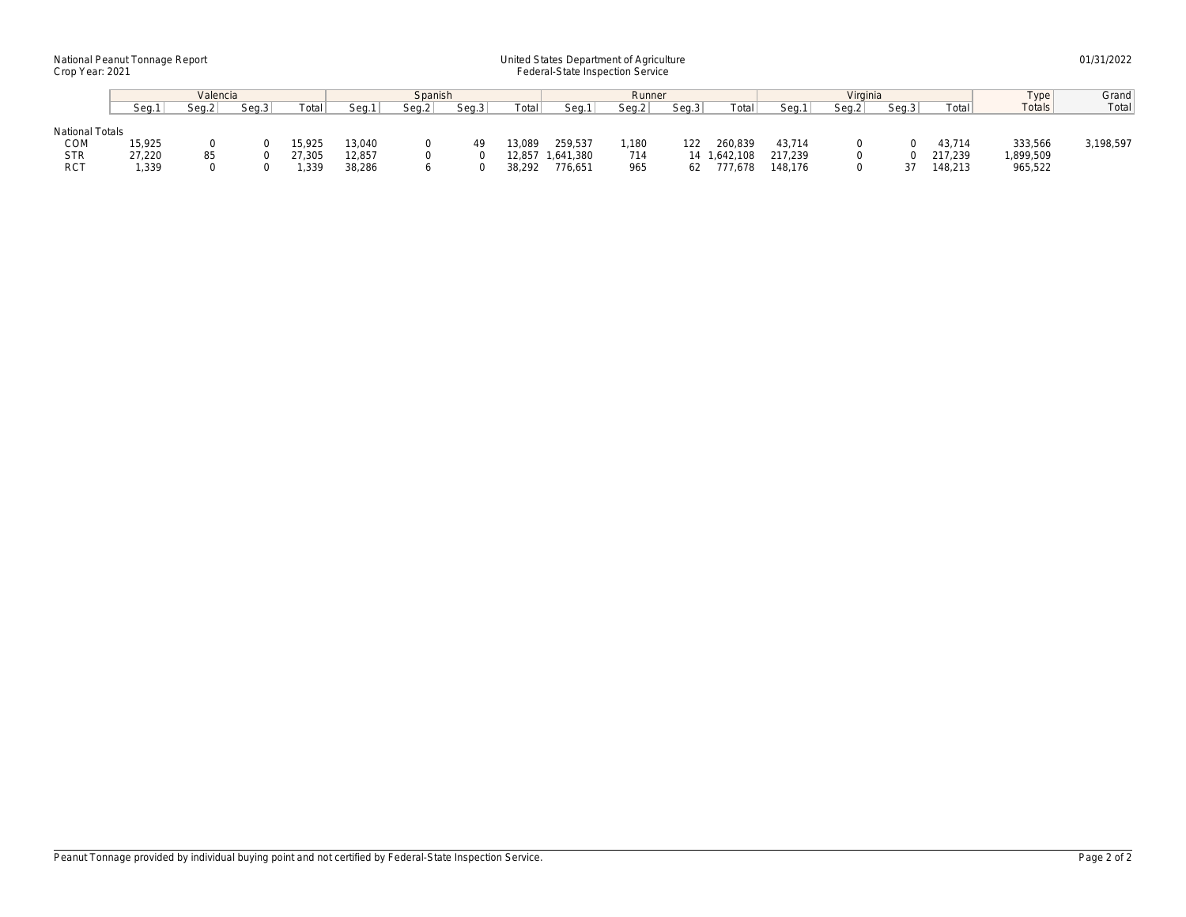National Peanut Tonnage Report
Crop Year: 2021

United States Department of Agriculture
Federal-State Inspection Service

01/31/2022

| | Valencia | | | | Spanish | | | | Runner | | | | Virginia | | | | Type | Grand |
|---|---|---|---|---|---|---|---|---|---|---|---|---|---|---|---|---|---|---|
| | Seg.1 | Seg.2 | Seg.3 | Total | Seg.1 | Seg.2 | Seg.3 | Total | Seg.1 | Seg.2 | Seg.3 | Total | Seg.1 | Seg.2 | Seg.3 | Total | Totals | Total |
| National Totals | | | | | | | | | | | | | | | | | | |
| COM | 15,925 | 0 | 0 | 15,925 | 13,040 | 0 | 49 | 13,089 | 259,537 | 1,180 | 122 | 260,839 | 43,714 | 0 | 0 | 43,714 | 333,566 | 3,198,597 |
| STR | 27,220 | 85 | 0 | 27,305 | 12,857 | 0 | 0 | 12,857 | 1,641,380 | 714 | 14 | 1,642,108 | 217,239 | 0 | 0 | 217,239 | 1,899,509 | |
| RCT | 1,339 | 0 | 0 | 1,339 | 38,286 | 6 | 0 | 38,292 | 776,651 | 965 | 62 | 777,678 | 148,176 | 0 | 37 | 148,213 | 965,522 | |

Peanut Tonnage provided by individual buying point and not certified by Federal-State Inspection Service.